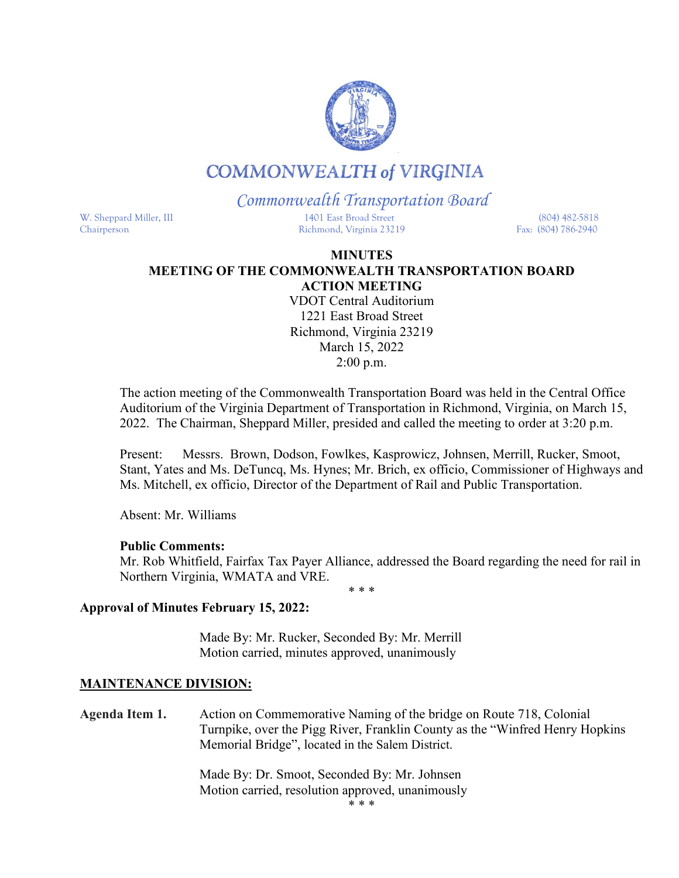# COMMONWEALTH of VIRGINIA

*Commonwealth Transportation Board*

W. Sheppard Miller, III
Chairperson

1401 East Broad Street
Richmond, Virginia 23219

(804) 482-5818
Fax: (804) 786-2940

**MINUTES**
**MEETING OF THE COMMONWEALTH TRANSPORTATION BOARD**
**ACTION MEETING**
VDOT Central Auditorium
1221 East Broad Street
Richmond, Virginia 23219
March 15, 2022
2:00 p.m.

The action meeting of the Commonwealth Transportation Board was held in the Central Office Auditorium of the Virginia Department of Transportation in Richmond, Virginia, on March 15, 2022. The Chairman, Sheppard Miller, presided and called the meeting to order at 3:20 p.m.

Present: Messrs. Brown, Dodson, Fowlkes, Kasprowicz, Johnsen, Merrill, Rucker, Smoot, Stant, Yates and Ms. DeTuncq, Ms. Hynes; Mr. Brich, ex officio, Commissioner of Highways and Ms. Mitchell, ex officio, Director of the Department of Rail and Public Transportation.

Absent: Mr. Williams

**Public Comments:**
Mr. Rob Whitfield, Fairfax Tax Payer Alliance, addressed the Board regarding the need for rail in Northern Virginia, WMATA and VRE.

\* \* \*

**Approval of Minutes February 15, 2022:**

Made By: Mr. Rucker, Seconded By: Mr. Merrill
Motion carried, minutes approved, unanimously

**MAINTENANCE DIVISION:**

**Agenda Item 1.** Action on Commemorative Naming of the bridge on Route 718, Colonial Turnpike, over the Pigg River, Franklin County as the "Winfred Henry Hopkins Memorial Bridge", located in the Salem District.

Made By: Dr. Smoot, Seconded By: Mr. Johnsen
Motion carried, resolution approved, unanimously

\* \* \*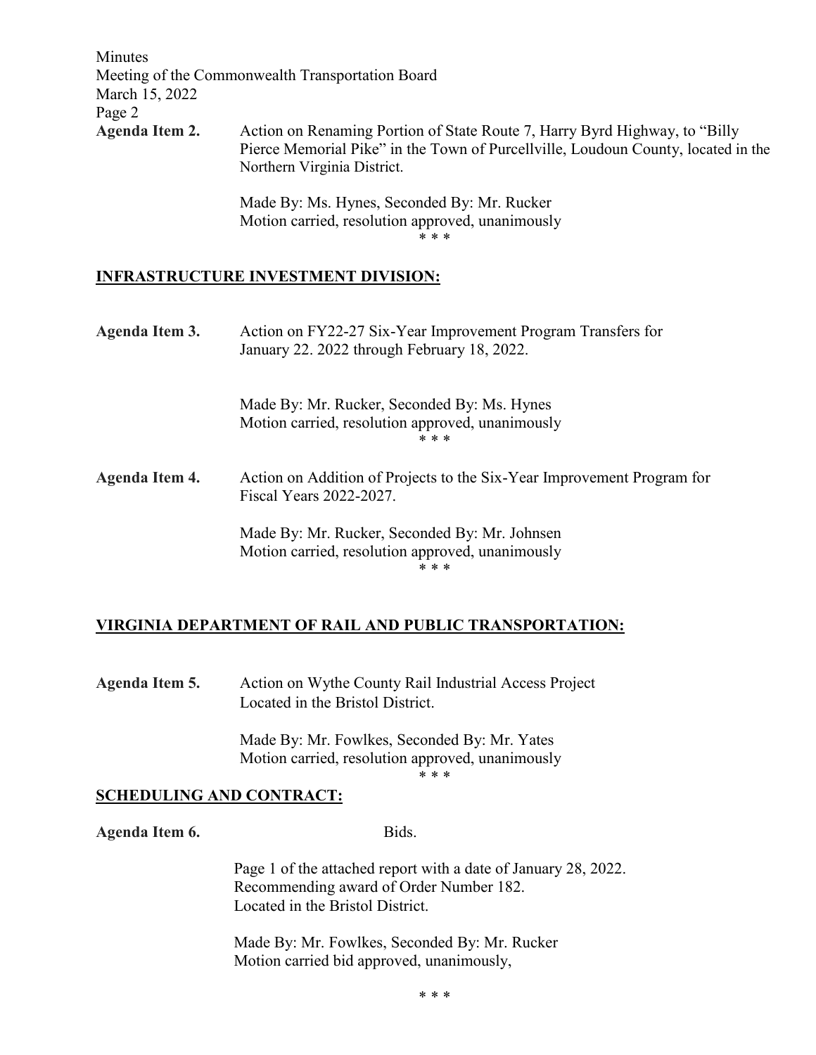**Agenda Item 2.** Action on Renaming Portion of State Route 7, Harry Byrd Highway, to "Billy Pierce Memorial Pike" in the Town of Purcellville, Loudoun County, located in the Northern Virginia District.

Made By: Ms. Hynes, Seconded By: Mr. Rucker
Motion carried, resolution approved, unanimously

\* \* \*

## INFRASTRUCTURE INVESTMENT DIVISION:

**Agenda Item 3.** Action on FY22-27 Six-Year Improvement Program Transfers for January 22. 2022 through February 18, 2022.

Made By: Mr. Rucker, Seconded By: Ms. Hynes
Motion carried, resolution approved, unanimously

\* \* \*

**Agenda Item 4.** Action on Addition of Projects to the Six-Year Improvement Program for Fiscal Years 2022-2027.

Made By: Mr. Rucker, Seconded By: Mr. Johnsen
Motion carried, resolution approved, unanimously

\* \* \*

## VIRGINIA DEPARTMENT OF RAIL AND PUBLIC TRANSPORTATION:

**Agenda Item 5.** Action on Wythe County Rail Industrial Access Project Located in the Bristol District.

Made By: Mr. Fowlkes, Seconded By: Mr. Yates
Motion carried, resolution approved, unanimously

\* \* \*

## SCHEDULING AND CONTRACT:

**Agenda Item 6.** Bids.

Page 1 of the attached report with a date of January 28, 2022.
Recommending award of Order Number 182.
Located in the Bristol District.

Made By: Mr. Fowlkes, Seconded By: Mr. Rucker
Motion carried bid approved, unanimously,

\* \* \*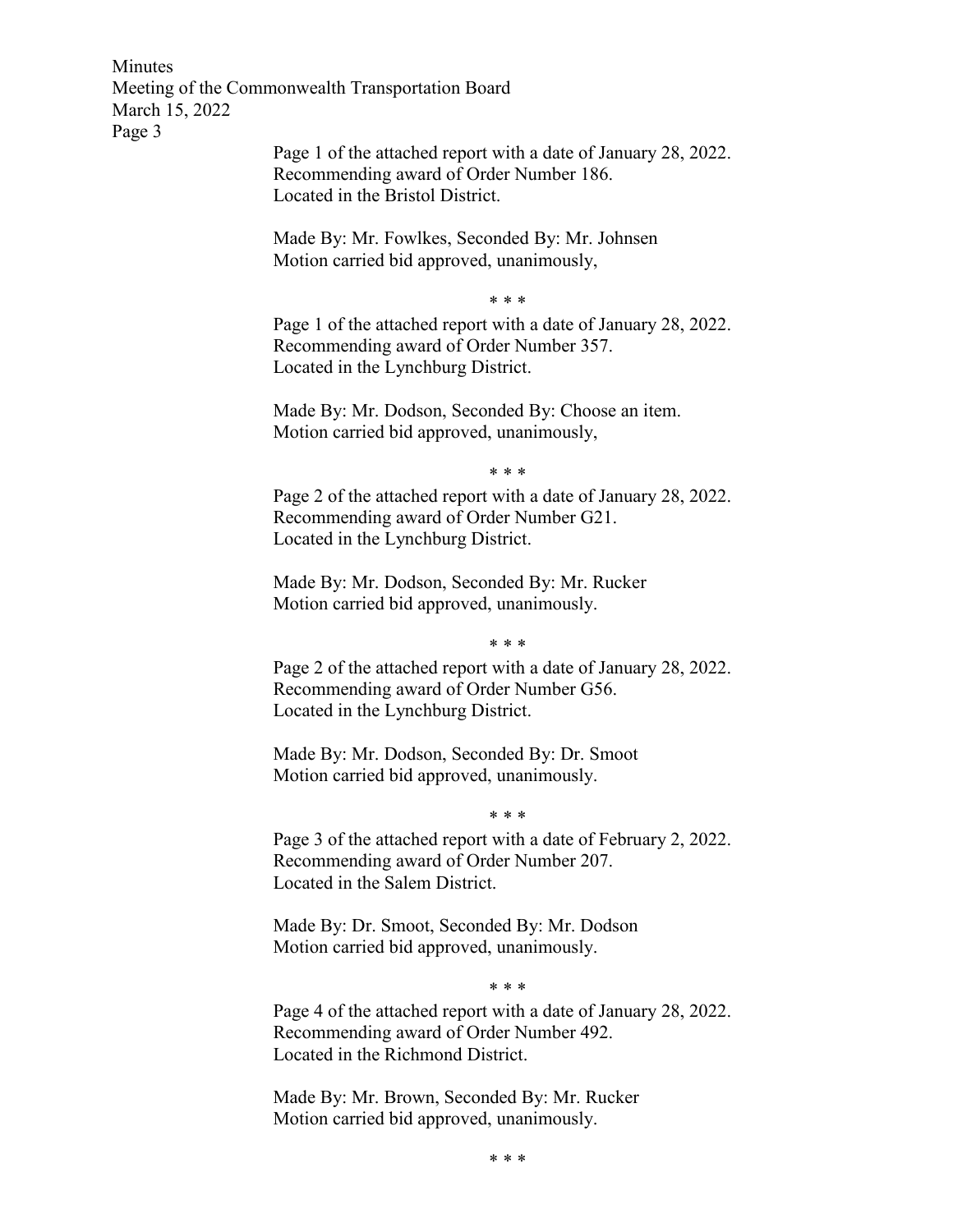Page 1 of the attached report with a date of January 28, 2022.
Recommending award of Order Number 186.
Located in the Bristol District.

Made By: Mr. Fowlkes, Seconded By: Mr. Johnsen
Motion carried bid approved, unanimously,

\* \* \*

Page 1 of the attached report with a date of January 28, 2022.
Recommending award of Order Number 357.
Located in the Lynchburg District.

Made By: Mr. Dodson, Seconded By: Choose an item.
Motion carried bid approved, unanimously,

\* \* \*

Page 2 of the attached report with a date of January 28, 2022.
Recommending award of Order Number G21.
Located in the Lynchburg District.

Made By: Mr. Dodson, Seconded By: Mr. Rucker
Motion carried bid approved, unanimously.

\* \* \*

Page 2 of the attached report with a date of January 28, 2022.
Recommending award of Order Number G56.
Located in the Lynchburg District.

Made By: Mr. Dodson, Seconded By: Dr. Smoot
Motion carried bid approved, unanimously.

\* \* \*

Page 3 of the attached report with a date of February 2, 2022.
Recommending award of Order Number 207.
Located in the Salem District.

Made By: Dr. Smoot, Seconded By: Mr. Dodson
Motion carried bid approved, unanimously.

\* \* \*

Page 4 of the attached report with a date of January 28, 2022.
Recommending award of Order Number 492.
Located in the Richmond District.

Made By: Mr. Brown, Seconded By: Mr. Rucker
Motion carried bid approved, unanimously.

\* \* \*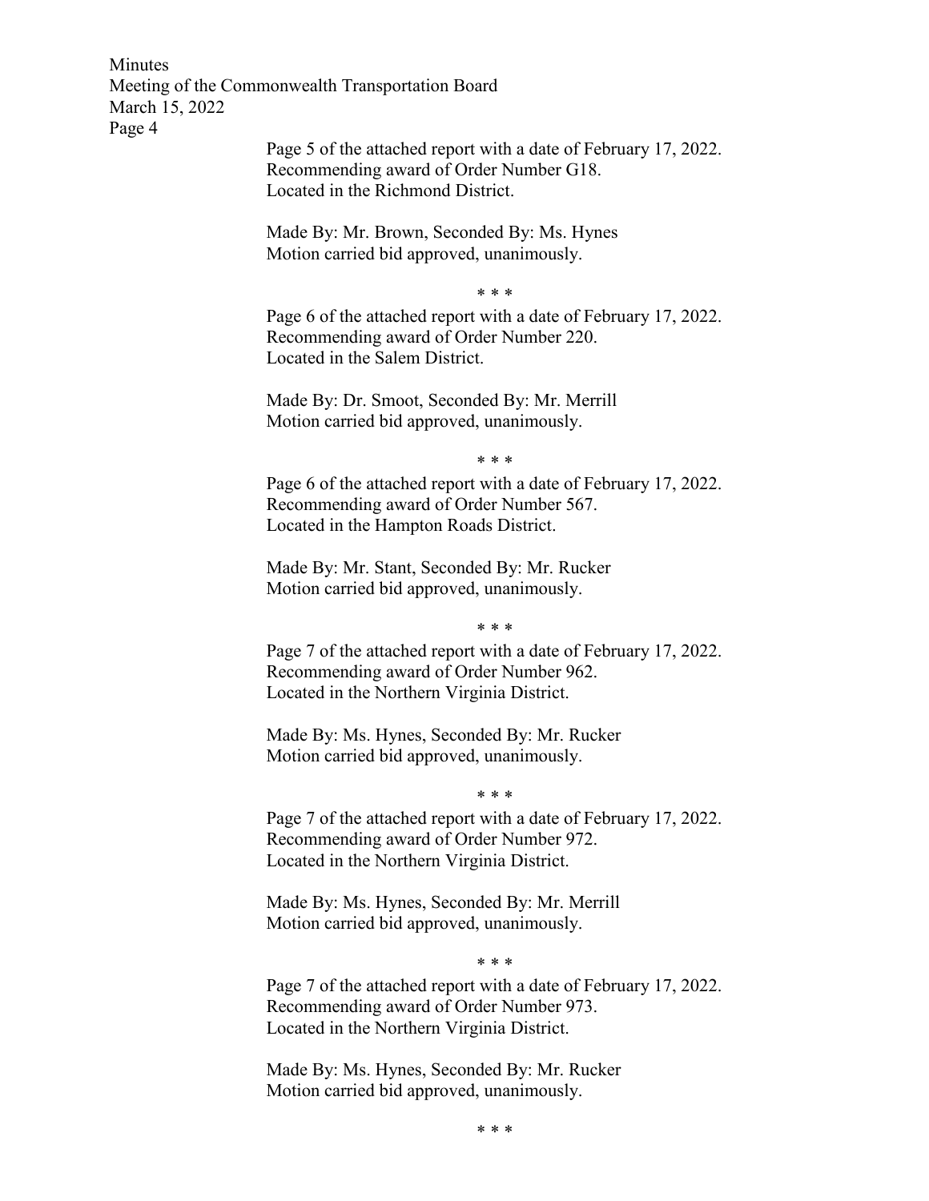Page 5 of the attached report with a date of February 17, 2022.
Recommending award of Order Number G18.
Located in the Richmond District.

Made By: Mr. Brown, Seconded By: Ms. Hynes
Motion carried bid approved, unanimously.

\* \* \*

Page 6 of the attached report with a date of February 17, 2022.
Recommending award of Order Number 220.
Located in the Salem District.

Made By: Dr. Smoot, Seconded By: Mr. Merrill
Motion carried bid approved, unanimously.

\* \* \*

Page 6 of the attached report with a date of February 17, 2022.
Recommending award of Order Number 567.
Located in the Hampton Roads District.

Made By: Mr. Stant, Seconded By: Mr. Rucker
Motion carried bid approved, unanimously.

\* \* \*

Page 7 of the attached report with a date of February 17, 2022.
Recommending award of Order Number 962.
Located in the Northern Virginia District.

Made By: Ms. Hynes, Seconded By: Mr. Rucker
Motion carried bid approved, unanimously.

\* \* \*

Page 7 of the attached report with a date of February 17, 2022.
Recommending award of Order Number 972.
Located in the Northern Virginia District.

Made By: Ms. Hynes, Seconded By: Mr. Merrill
Motion carried bid approved, unanimously.

\* \* \*

Page 7 of the attached report with a date of February 17, 2022.
Recommending award of Order Number 973.
Located in the Northern Virginia District.

Made By: Ms. Hynes, Seconded By: Mr. Rucker
Motion carried bid approved, unanimously.

\* \* \*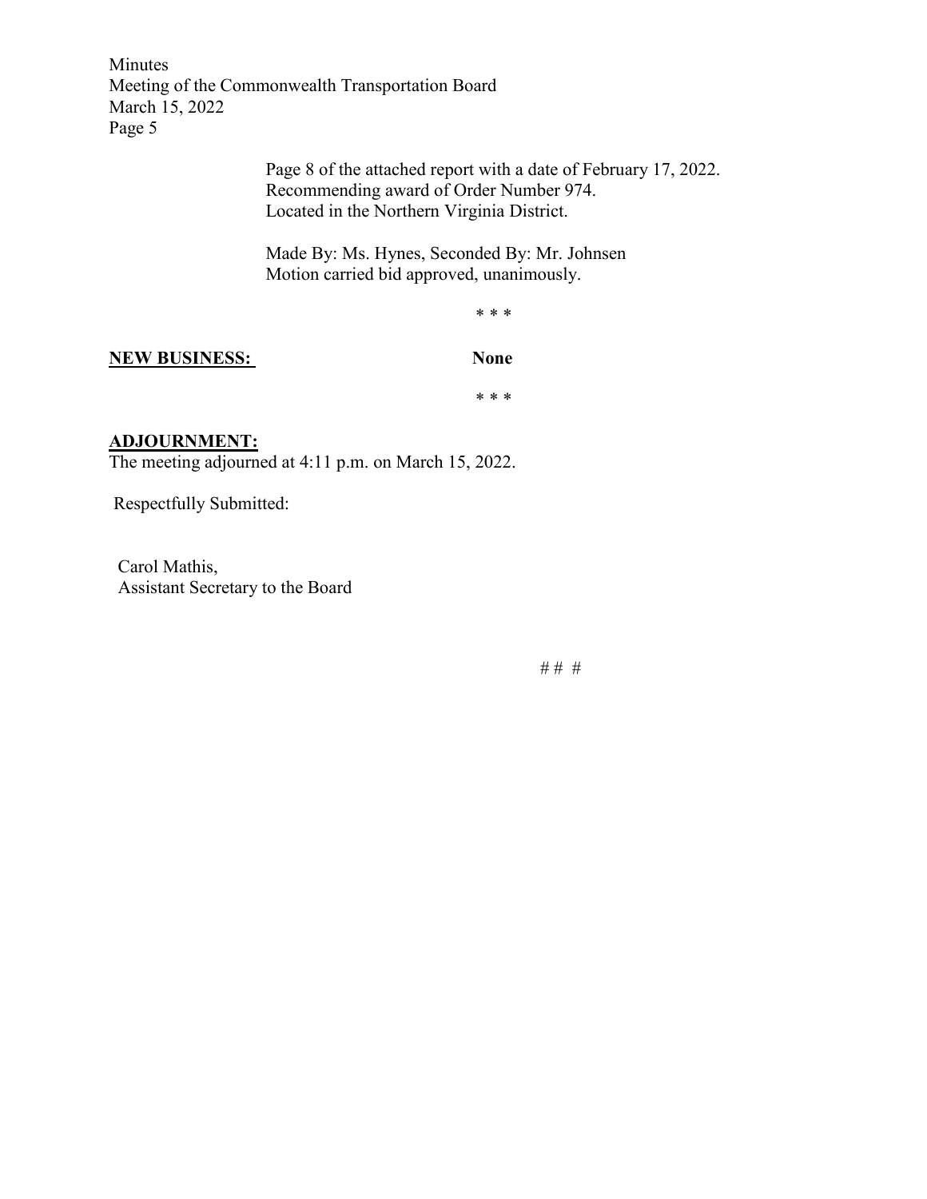Page 8 of the attached report with a date of February 17, 2022.
Recommending award of Order Number 974.
Located in the Northern Virginia District.

Made By: Ms. Hynes, Seconded By: Mr. Johnsen
Motion carried bid approved, unanimously.

* * *

**NEW BUSINESS:** **None**

* * *

**ADJOURNMENT:**
The meeting adjourned at 4:11 p.m. on March 15, 2022.

Respectfully Submitted:

Carol Mathis,
Assistant Secretary to the Board

# # #